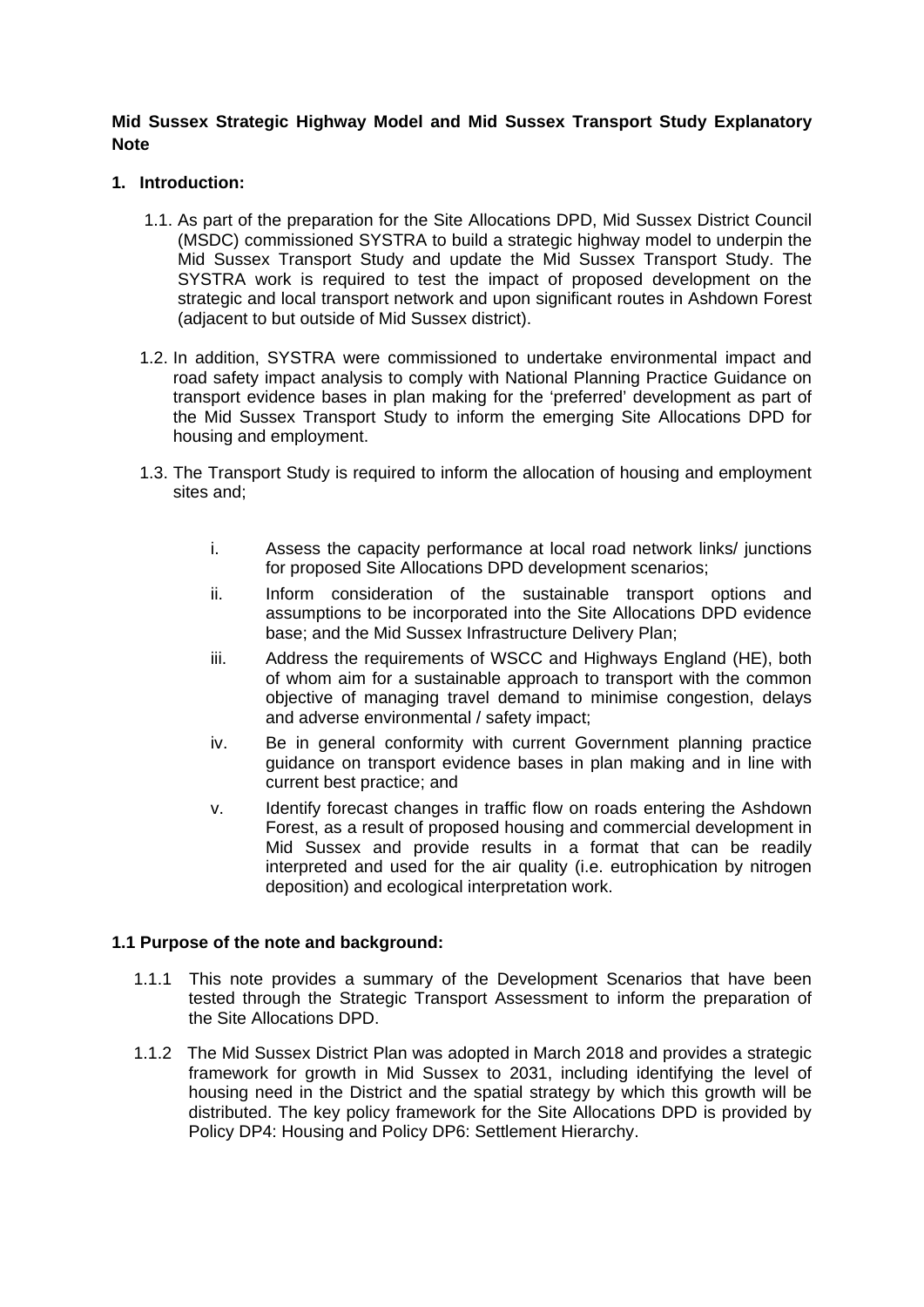**Mid Sussex Strategic Highway Model and Mid Sussex Transport Study Explanatory Note**

## 1. Introduction:

1.1. As part of the preparation for the Site Allocations DPD, Mid Sussex District Council (MSDC) commissioned SYSTRA to build a strategic highway model to underpin the Mid Sussex Transport Study and update the Mid Sussex Transport Study. The SYSTRA work is required to test the impact of proposed development on the strategic and local transport network and upon significant routes in Ashdown Forest (adjacent to but outside of Mid Sussex district).

1.2. In addition, SYSTRA were commissioned to undertake environmental impact and road safety impact analysis to comply with National Planning Practice Guidance on transport evidence bases in plan making for the 'preferred' development as part of the Mid Sussex Transport Study to inform the emerging Site Allocations DPD for housing and employment.

1.3. The Transport Study is required to inform the allocation of housing and employment sites and;

i. Assess the capacity performance at local road network links/ junctions for proposed Site Allocations DPD development scenarios;

ii. Inform consideration of the sustainable transport options and assumptions to be incorporated into the Site Allocations DPD evidence base; and the Mid Sussex Infrastructure Delivery Plan;

iii. Address the requirements of WSCC and Highways England (HE), both of whom aim for a sustainable approach to transport with the common objective of managing travel demand to minimise congestion, delays and adverse environmental / safety impact;

iv. Be in general conformity with current Government planning practice guidance on transport evidence bases in plan making and in line with current best practice; and

v. Identify forecast changes in traffic flow on roads entering the Ashdown Forest, as a result of proposed housing and commercial development in Mid Sussex and provide results in a format that can be readily interpreted and used for the air quality (i.e. eutrophication by nitrogen deposition) and ecological interpretation work.

### 1.1 Purpose of the note and background:

1.1.1 This note provides a summary of the Development Scenarios that have been tested through the Strategic Transport Assessment to inform the preparation of the Site Allocations DPD.

1.1.2 The Mid Sussex District Plan was adopted in March 2018 and provides a strategic framework for growth in Mid Sussex to 2031, including identifying the level of housing need in the District and the spatial strategy by which this growth will be distributed. The key policy framework for the Site Allocations DPD is provided by Policy DP4: Housing and Policy DP6: Settlement Hierarchy.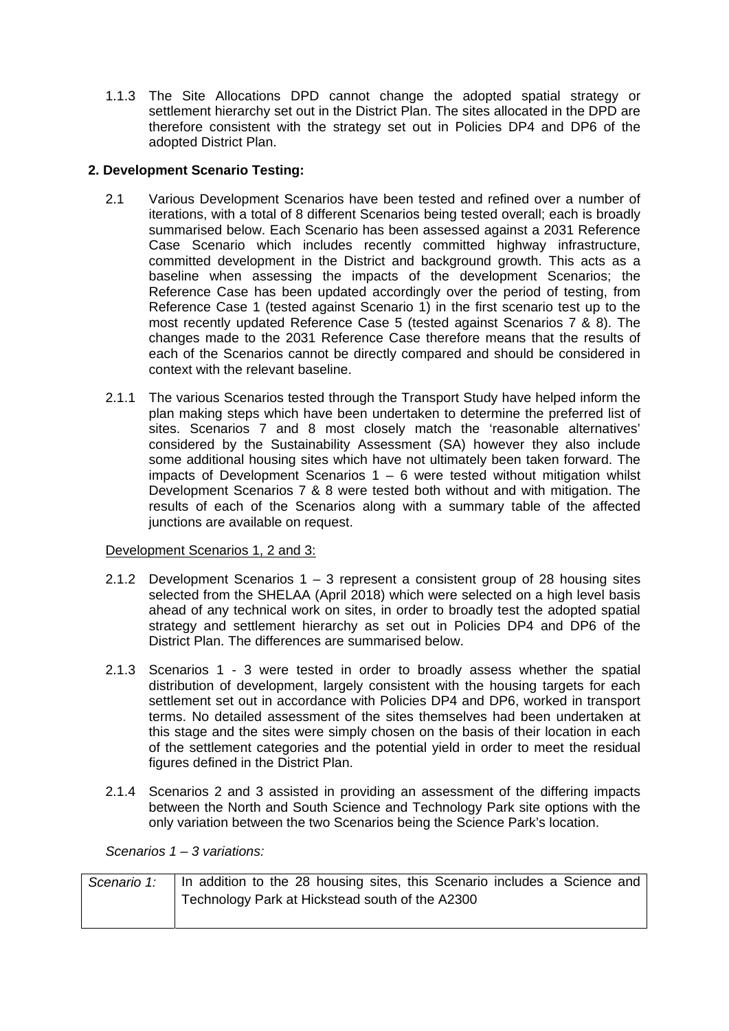1.1.3 The Site Allocations DPD cannot change the adopted spatial strategy or settlement hierarchy set out in the District Plan. The sites allocated in the DPD are therefore consistent with the strategy set out in Policies DP4 and DP6 of the adopted District Plan.

## 2. Development Scenario Testing:

2.1 Various Development Scenarios have been tested and refined over a number of iterations, with a total of 8 different Scenarios being tested overall; each is broadly summarised below. Each Scenario has been assessed against a 2031 Reference Case Scenario which includes recently committed highway infrastructure, committed development in the District and background growth. This acts as a baseline when assessing the impacts of the development Scenarios; the Reference Case has been updated accordingly over the period of testing, from Reference Case 1 (tested against Scenario 1) in the first scenario test up to the most recently updated Reference Case 5 (tested against Scenarios 7 & 8). The changes made to the 2031 Reference Case therefore means that the results of each of the Scenarios cannot be directly compared and should be considered in context with the relevant baseline.

2.1.1 The various Scenarios tested through the Transport Study have helped inform the plan making steps which have been undertaken to determine the preferred list of sites. Scenarios 7 and 8 most closely match the 'reasonable alternatives' considered by the Sustainability Assessment (SA) however they also include some additional housing sites which have not ultimately been taken forward. The impacts of Development Scenarios 1 – 6 were tested without mitigation whilst Development Scenarios 7 & 8 were tested both without and with mitigation. The results of each of the Scenarios along with a summary table of the affected junctions are available on request.

<u>Development Scenarios 1, 2 and 3:</u>

2.1.2 Development Scenarios 1 – 3 represent a consistent group of 28 housing sites selected from the SHELAA (April 2018) which were selected on a high level basis ahead of any technical work on sites, in order to broadly test the adopted spatial strategy and settlement hierarchy as set out in Policies DP4 and DP6 of the District Plan. The differences are summarised below.

2.1.3 Scenarios 1 - 3 were tested in order to broadly assess whether the spatial distribution of development, largely consistent with the housing targets for each settlement set out in accordance with Policies DP4 and DP6, worked in transport terms. No detailed assessment of the sites themselves had been undertaken at this stage and the sites were simply chosen on the basis of their location in each of the settlement categories and the potential yield in order to meet the residual figures defined in the District Plan.

2.1.4 Scenarios 2 and 3 assisted in providing an assessment of the differing impacts between the North and South Science and Technology Park site options with the only variation between the two Scenarios being the Science Park's location.

*Scenarios 1 – 3 variations:*

| | |
|---|---|
| *Scenario 1:* | In addition to the 28 housing sites, this Scenario includes a Science and Technology Park at Hickstead south of the A2300 |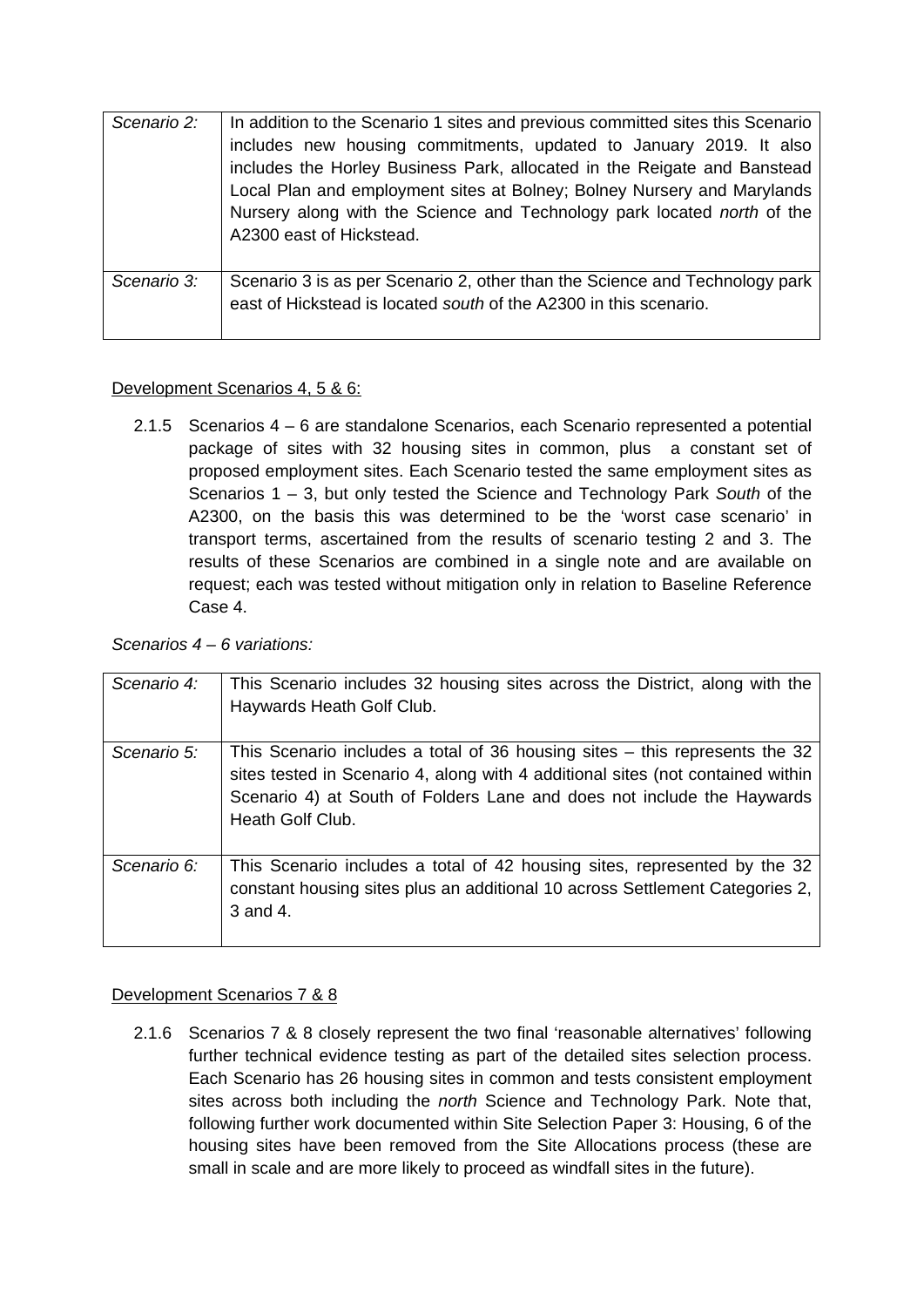| | |
|---|---|
| *Scenario 2:* | In addition to the Scenario 1 sites and previous committed sites this Scenario includes new housing commitments, updated to January 2019. It also includes the Horley Business Park, allocated in the Reigate and Banstead Local Plan and employment sites at Bolney; Bolney Nursery and Marylands Nursery along with the Science and Technology park located *north* of the A2300 east of Hickstead. |
| *Scenario 3:* | Scenario 3 is as per Scenario 2, other than the Science and Technology park east of Hickstead is located *south* of the A2300 in this scenario. |

Development Scenarios 4, 5 & 6:

2.1.5 Scenarios 4 – 6 are standalone Scenarios, each Scenario represented a potential package of sites with 32 housing sites in common, plus a constant set of proposed employment sites. Each Scenario tested the same employment sites as Scenarios 1 – 3, but only tested the Science and Technology Park *South* of the A2300, on the basis this was determined to be the 'worst case scenario' in transport terms, ascertained from the results of scenario testing 2 and 3. The results of these Scenarios are combined in a single note and are available on request; each was tested without mitigation only in relation to Baseline Reference Case 4.

*Scenarios 4 – 6 variations:*

| | |
|---|---|
| *Scenario 4:* | This Scenario includes 32 housing sites across the District, along with the Haywards Heath Golf Club. |
| *Scenario 5:* | This Scenario includes a total of 36 housing sites – this represents the 32 sites tested in Scenario 4, along with 4 additional sites (not contained within Scenario 4) at South of Folders Lane and does not include the Haywards Heath Golf Club. |
| *Scenario 6:* | This Scenario includes a total of 42 housing sites, represented by the 32 constant housing sites plus an additional 10 across Settlement Categories 2, 3 and 4. |

Development Scenarios 7 & 8

2.1.6 Scenarios 7 & 8 closely represent the two final 'reasonable alternatives' following further technical evidence testing as part of the detailed sites selection process. Each Scenario has 26 housing sites in common and tests consistent employment sites across both including the *north* Science and Technology Park. Note that, following further work documented within Site Selection Paper 3: Housing, 6 of the housing sites have been removed from the Site Allocations process (these are small in scale and are more likely to proceed as windfall sites in the future).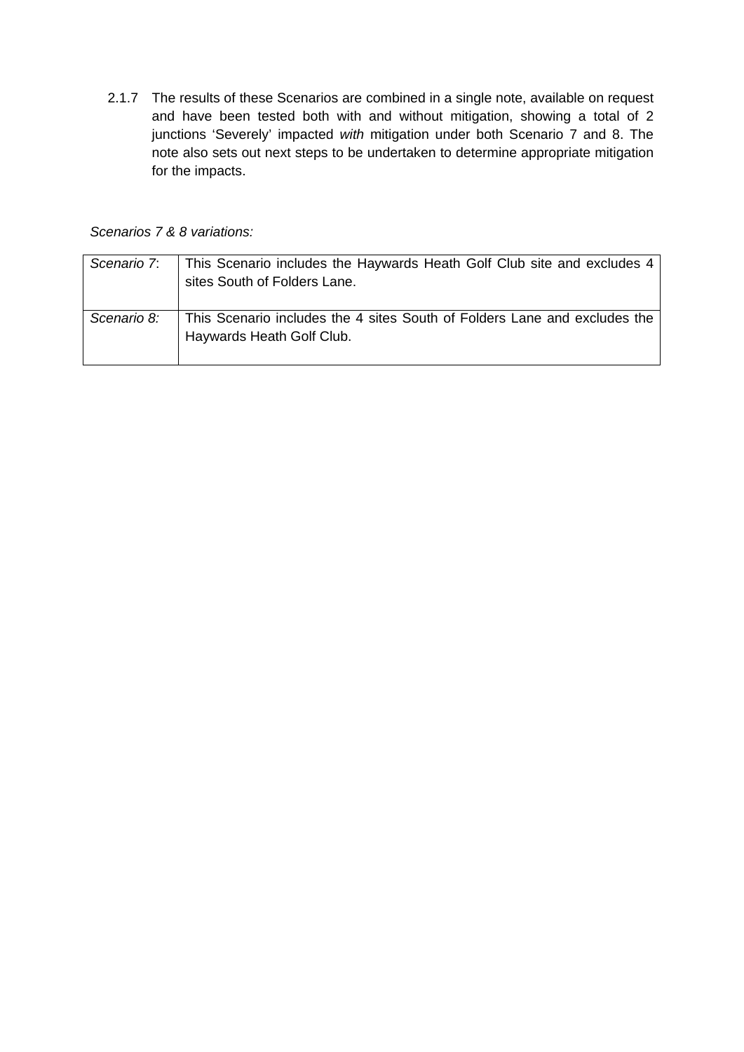2.1.7 The results of these Scenarios are combined in a single note, available on request and have been tested both with and without mitigation, showing a total of 2 junctions 'Severely' impacted *with* mitigation under both Scenario 7 and 8. The note also sets out next steps to be undertaken to determine appropriate mitigation for the impacts.

*Scenarios 7 & 8 variations:*

| | |
|---|---|
| *Scenario 7*: | This Scenario includes the Haywards Heath Golf Club site and excludes 4 sites South of Folders Lane. |
| *Scenario 8:* | This Scenario includes the 4 sites South of Folders Lane and excludes the Haywards Heath Golf Club. |